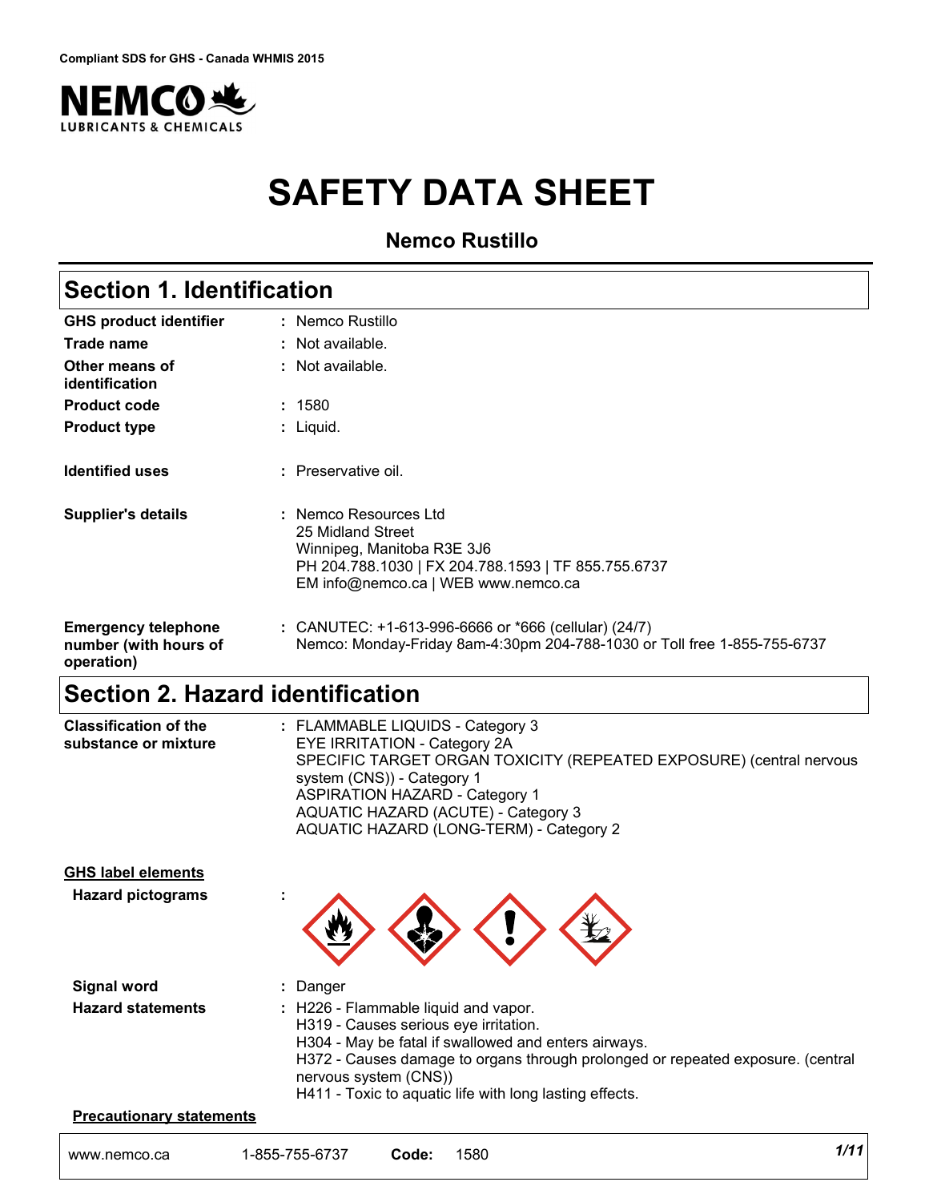Compliant SDS for GHS - Canada WHMIS 2015

# SAFETY DATA SHEET

## Nemco Rustillo

## Section 1. Identification

| | |
|---|---|
| **GHS product identifier** | : Nemco Rustillo |
| **Trade name** | : Not available. |
| **Other means of identification** | : Not available. |
| **Product code** | : 1580 |
| **Product type** | : Liquid. |
| **Identified uses** | : Preservative oil. |
| **Supplier's details** | : Nemco Resources Ltd<br>25 Midland Street<br>Winnipeg, Manitoba R3E 3J6<br>PH 204.788.1030 \| FX 204.788.1593 \| TF 855.755.6737<br>EM info@nemco.ca \| WEB www.nemco.ca |
| **Emergency telephone number (with hours of operation)** | : CANUTEC: +1-613-996-6666 or *666 (cellular) (24/7)<br>Nemco: Monday-Friday 8am-4:30pm 204-788-1030 or Toll free 1-855-755-6737 |

## Section 2. Hazard identification

**Classification of the substance or mixture** : FLAMMABLE LIQUIDS - Category 3
EYE IRRITATION - Category 2A
SPECIFIC TARGET ORGAN TOXICITY (REPEATED EXPOSURE) (central nervous system (CNS)) - Category 1
ASPIRATION HAZARD - Category 1
AQUATIC HAZARD (ACUTE) - Category 3
AQUATIC HAZARD (LONG-TERM) - Category 2

### GHS label elements

**Hazard pictograms** :

**Signal word** : Danger

**Hazard statements** : H226 - Flammable liquid and vapor.
H319 - Causes serious eye irritation.
H304 - May be fatal if swallowed and enters airways.
H372 - Causes damage to organs through prolonged or repeated exposure. (central nervous system (CNS))
H411 - Toxic to aquatic life with long lasting effects.

### Precautionary statements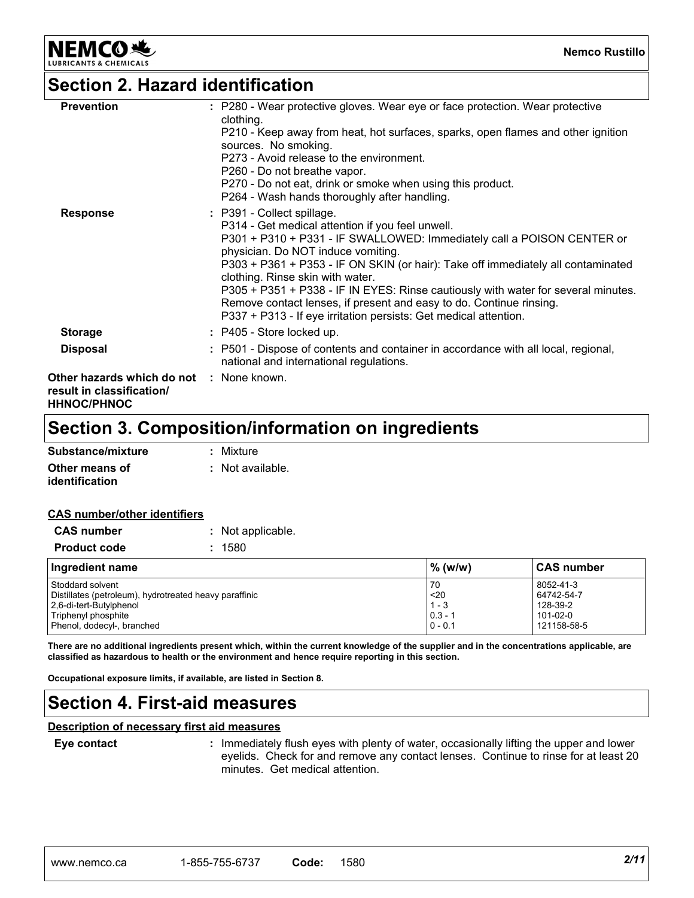## Section 2. Hazard identification

**Prevention** : P280 - Wear protective gloves. Wear eye or face protection. Wear protective clothing.
P210 - Keep away from heat, hot surfaces, sparks, open flames and other ignition sources. No smoking.
P273 - Avoid release to the environment.
P260 - Do not breathe vapor.
P270 - Do not eat, drink or smoke when using this product.
P264 - Wash hands thoroughly after handling.

**Response** : P391 - Collect spillage.
P314 - Get medical attention if you feel unwell.
P301 + P310 + P331 - IF SWALLOWED: Immediately call a POISON CENTER or physician. Do NOT induce vomiting.
P303 + P361 + P353 - IF ON SKIN (or hair): Take off immediately all contaminated clothing. Rinse skin with water.
P305 + P351 + P338 - IF IN EYES: Rinse cautiously with water for several minutes. Remove contact lenses, if present and easy to do. Continue rinsing.
P337 + P313 - If eye irritation persists: Get medical attention.

**Storage** : P405 - Store locked up.

**Disposal** : P501 - Dispose of contents and container in accordance with all local, regional, national and international regulations.

**Other hazards which do not result in classification/ HHNOC/PHNOC** : None known.

## Section 3. Composition/information on ingredients

**Substance/mixture** : Mixture

**Other means of identification** : Not available.

**CAS number/other identifiers**

**CAS number** : Not applicable.

**Product code** : 1580

| Ingredient name | % (w/w) | CAS number |
|---|---|---|
| Stoddard solvent | 70 | 8052-41-3 |
| Distillates (petroleum), hydrotreated heavy paraffinic | <20 | 64742-54-7 |
| 2,6-di-tert-Butylphenol | 1 - 3 | 128-39-2 |
| Triphenyl phosphite | 0.3 - 1 | 101-02-0 |
| Phenol, dodecyl-, branched | 0 - 0.1 | 121158-58-5 |

**There are no additional ingredients present which, within the current knowledge of the supplier and in the concentrations applicable, are classified as hazardous to health or the environment and hence require reporting in this section.**

**Occupational exposure limits, if available, are listed in Section 8.**

## Section 4. First-aid measures

**Description of necessary first aid measures**

**Eye contact** : Immediately flush eyes with plenty of water, occasionally lifting the upper and lower eyelids. Check for and remove any contact lenses. Continue to rinse for at least 20 minutes. Get medical attention.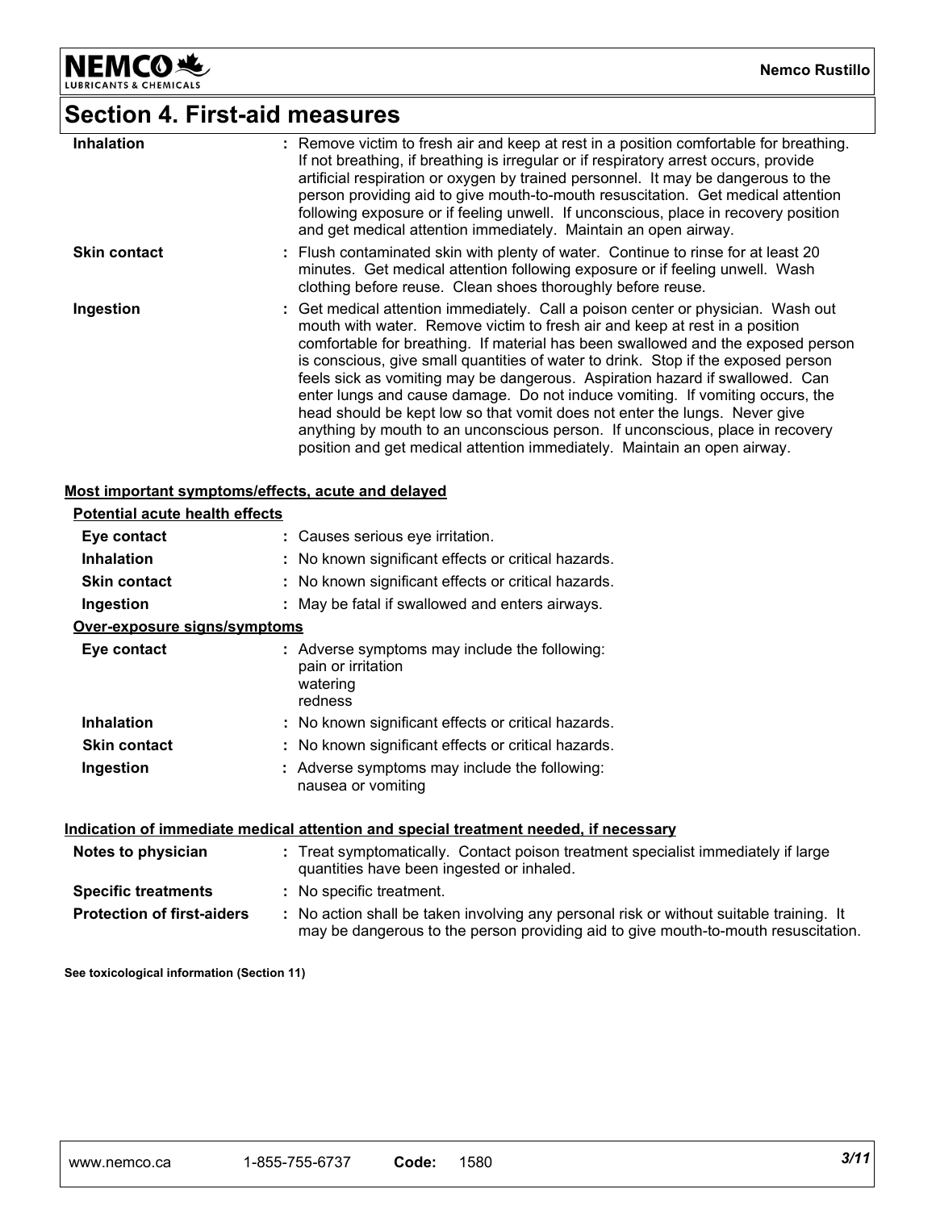## Section 4. First-aid measures

| | |
|---|---|
| **Inhalation** | : Remove victim to fresh air and keep at rest in a position comfortable for breathing. If not breathing, if breathing is irregular or if respiratory arrest occurs, provide artificial respiration or oxygen by trained personnel. It may be dangerous to the person providing aid to give mouth-to-mouth resuscitation. Get medical attention following exposure or if feeling unwell. If unconscious, place in recovery position and get medical attention immediately. Maintain an open airway. |
| **Skin contact** | : Flush contaminated skin with plenty of water. Continue to rinse for at least 20 minutes. Get medical attention following exposure or if feeling unwell. Wash clothing before reuse. Clean shoes thoroughly before reuse. |
| **Ingestion** | : Get medical attention immediately. Call a poison center or physician. Wash out mouth with water. Remove victim to fresh air and keep at rest in a position comfortable for breathing. If material has been swallowed and the exposed person is conscious, give small quantities of water to drink. Stop if the exposed person feels sick as vomiting may be dangerous. Aspiration hazard if swallowed. Can enter lungs and cause damage. Do not induce vomiting. If vomiting occurs, the head should be kept low so that vomit does not enter the lungs. Never give anything by mouth to an unconscious person. If unconscious, place in recovery position and get medical attention immediately. Maintain an open airway. |

**Most important symptoms/effects, acute and delayed**

**Potential acute health effects**

| | |
|---|---|
| **Eye contact** | : Causes serious eye irritation. |
| **Inhalation** | : No known significant effects or critical hazards. |
| **Skin contact** | : No known significant effects or critical hazards. |
| **Ingestion** | : May be fatal if swallowed and enters airways. |

**Over-exposure signs/symptoms**

| | |
|---|---|
| **Eye contact** | : Adverse symptoms may include the following:<br>pain or irritation<br>watering<br>redness |
| **Inhalation** | : No known significant effects or critical hazards. |
| **Skin contact** | : No known significant effects or critical hazards. |
| **Ingestion** | : Adverse symptoms may include the following:<br>nausea or vomiting |

**Indication of immediate medical attention and special treatment needed, if necessary**

| | |
|---|---|
| **Notes to physician** | : Treat symptomatically. Contact poison treatment specialist immediately if large quantities have been ingested or inhaled. |
| **Specific treatments** | : No specific treatment. |
| **Protection of first-aiders** | : No action shall be taken involving any personal risk or without suitable training. It may be dangerous to the person providing aid to give mouth-to-mouth resuscitation. |

**See toxicological information (Section 11)**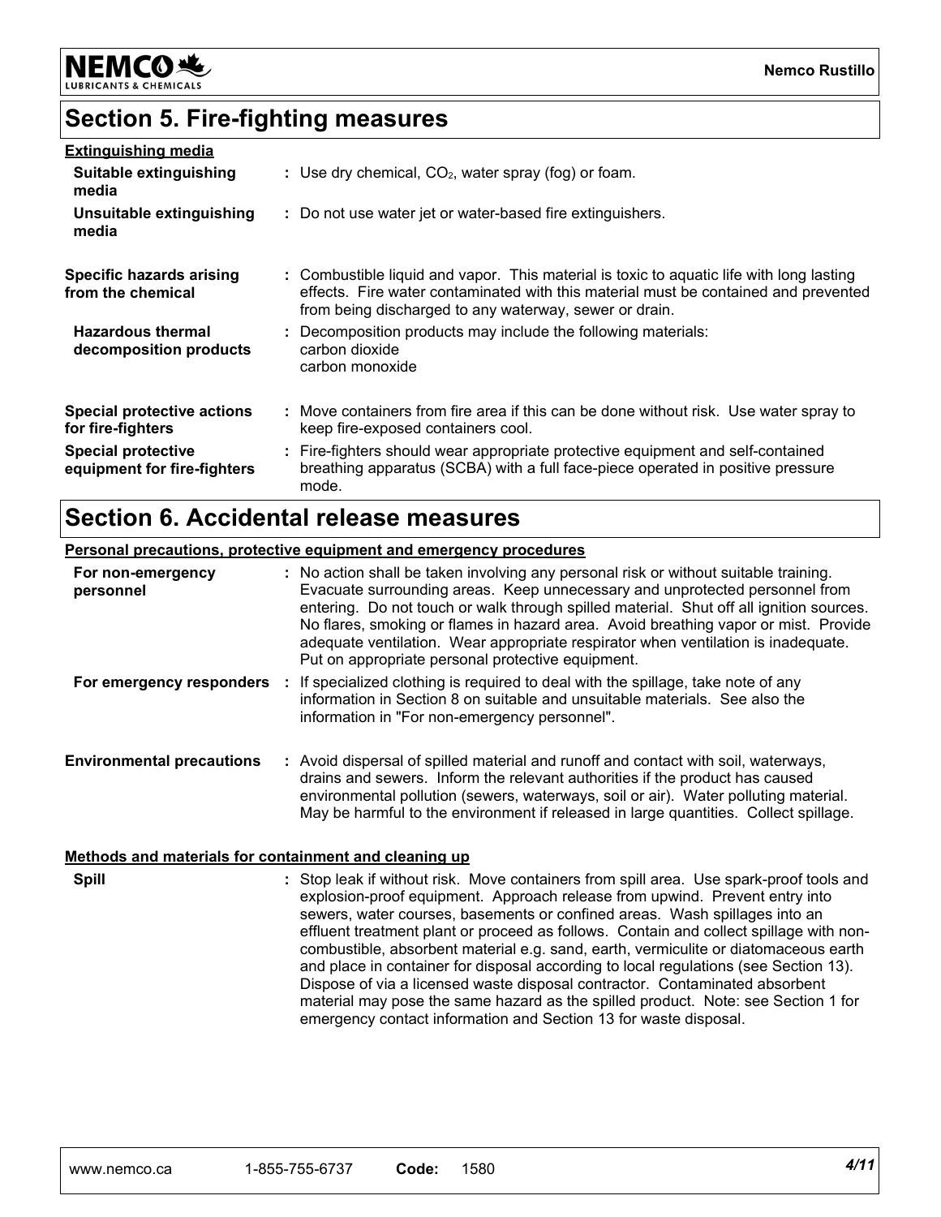## Section 5. Fire-fighting measures

**Extinguishing media**

| | |
|---|---|
| **Suitable extinguishing media** | : Use dry chemical, $CO_2$, water spray (fog) or foam. |
| **Unsuitable extinguishing media** | : Do not use water jet or water-based fire extinguishers. |
| **Specific hazards arising from the chemical** | : Combustible liquid and vapor. This material is toxic to aquatic life with long lasting effects. Fire water contaminated with this material must be contained and prevented from being discharged to any waterway, sewer or drain. |
| **Hazardous thermal decomposition products** | : Decomposition products may include the following materials:<br>carbon dioxide<br>carbon monoxide |
| **Special protective actions for fire-fighters** | : Move containers from fire area if this can be done without risk. Use water spray to keep fire-exposed containers cool. |
| **Special protective equipment for fire-fighters** | : Fire-fighters should wear appropriate protective equipment and self-contained breathing apparatus (SCBA) with a full face-piece operated in positive pressure mode. |

## Section 6. Accidental release measures

**Personal precautions, protective equipment and emergency procedures**

| | |
|---|---|
| **For non-emergency personnel** | : No action shall be taken involving any personal risk or without suitable training. Evacuate surrounding areas. Keep unnecessary and unprotected personnel from entering. Do not touch or walk through spilled material. Shut off all ignition sources. No flares, smoking or flames in hazard area. Avoid breathing vapor or mist. Provide adequate ventilation. Wear appropriate respirator when ventilation is inadequate. Put on appropriate personal protective equipment. |
| **For emergency responders** | : If specialized clothing is required to deal with the spillage, take note of any information in Section 8 on suitable and unsuitable materials. See also the information in "For non-emergency personnel". |
| **Environmental precautions** | : Avoid dispersal of spilled material and runoff and contact with soil, waterways, drains and sewers. Inform the relevant authorities if the product has caused environmental pollution (sewers, waterways, soil or air). Water polluting material. May be harmful to the environment if released in large quantities. Collect spillage. |

**Methods and materials for containment and cleaning up**

| | |
|---|---|
| **Spill** | : Stop leak if without risk. Move containers from spill area. Use spark-proof tools and explosion-proof equipment. Approach release from upwind. Prevent entry into sewers, water courses, basements or confined areas. Wash spillages into an effluent treatment plant or proceed as follows. Contain and collect spillage with non-combustible, absorbent material e.g. sand, earth, vermiculite or diatomaceous earth and place in container for disposal according to local regulations (see Section 13). Dispose of via a licensed waste disposal contractor. Contaminated absorbent material may pose the same hazard as the spilled product. Note: see Section 1 for emergency contact information and Section 13 for waste disposal. |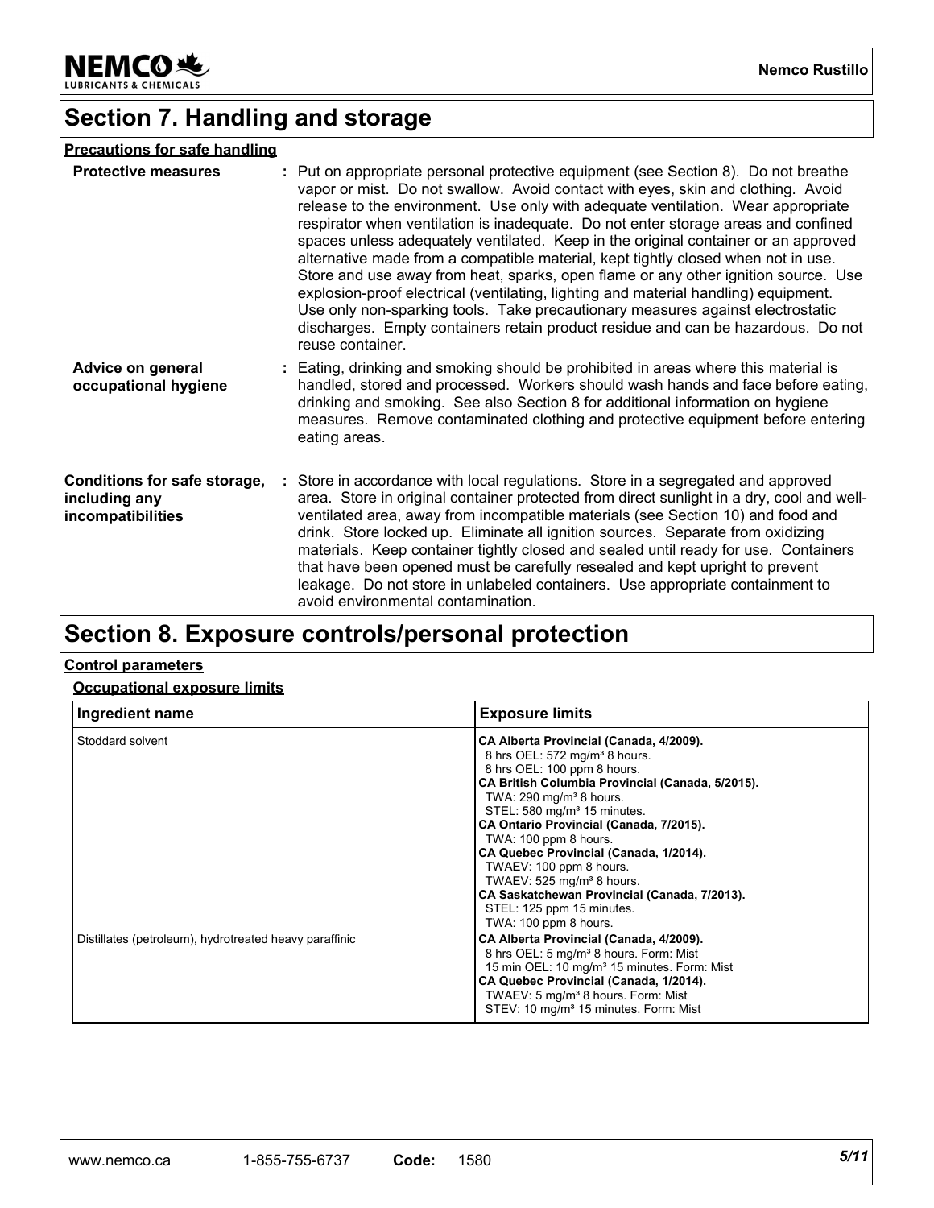## Section 7. Handling and storage

**Precautions for safe handling**

**Protective measures** : Put on appropriate personal protective equipment (see Section 8). Do not breathe vapor or mist. Do not swallow. Avoid contact with eyes, skin and clothing. Avoid release to the environment. Use only with adequate ventilation. Wear appropriate respirator when ventilation is inadequate. Do not enter storage areas and confined spaces unless adequately ventilated. Keep in the original container or an approved alternative made from a compatible material, kept tightly closed when not in use. Store and use away from heat, sparks, open flame or any other ignition source. Use explosion-proof electrical (ventilating, lighting and material handling) equipment. Use only non-sparking tools. Take precautionary measures against electrostatic discharges. Empty containers retain product residue and can be hazardous. Do not reuse container.

**Advice on general occupational hygiene** : Eating, drinking and smoking should be prohibited in areas where this material is handled, stored and processed. Workers should wash hands and face before eating, drinking and smoking. See also Section 8 for additional information on hygiene measures. Remove contaminated clothing and protective equipment before entering eating areas.

**Conditions for safe storage, including any incompatibilities** : Store in accordance with local regulations. Store in a segregated and approved area. Store in original container protected from direct sunlight in a dry, cool and well-ventilated area, away from incompatible materials (see Section 10) and food and drink. Store locked up. Eliminate all ignition sources. Separate from oxidizing materials. Keep container tightly closed and sealed until ready for use. Containers that have been opened must be carefully resealed and kept upright to prevent leakage. Do not store in unlabeled containers. Use appropriate containment to avoid environmental contamination.

## Section 8. Exposure controls/personal protection

**Control parameters**

**Occupational exposure limits**

| Ingredient name | Exposure limits |
| --- | --- |
| Stoddard solvent | **CA Alberta Provincial (Canada, 4/2009).**<br>8 hrs OEL: 572 mg/m³ 8 hours.<br>8 hrs OEL: 100 ppm 8 hours.<br>**CA British Columbia Provincial (Canada, 5/2015).**<br>TWA: 290 mg/m³ 8 hours.<br>STEL: 580 mg/m³ 15 minutes.<br>**CA Ontario Provincial (Canada, 7/2015).**<br>TWA: 100 ppm 8 hours.<br>**CA Quebec Provincial (Canada, 1/2014).**<br>TWAEV: 100 ppm 8 hours.<br>TWAEV: 525 mg/m³ 8 hours.<br>**CA Saskatchewan Provincial (Canada, 7/2013).**<br>STEL: 125 ppm 15 minutes.<br>TWA: 100 ppm 8 hours. |
| Distillates (petroleum), hydrotreated heavy paraffinic | **CA Alberta Provincial (Canada, 4/2009).**<br>8 hrs OEL: 5 mg/m³ 8 hours. Form: Mist<br>15 min OEL: 10 mg/m³ 15 minutes. Form: Mist<br>**CA Quebec Provincial (Canada, 1/2014).**<br>TWAEV: 5 mg/m³ 8 hours. Form: Mist<br>STEV: 10 mg/m³ 15 minutes. Form: Mist |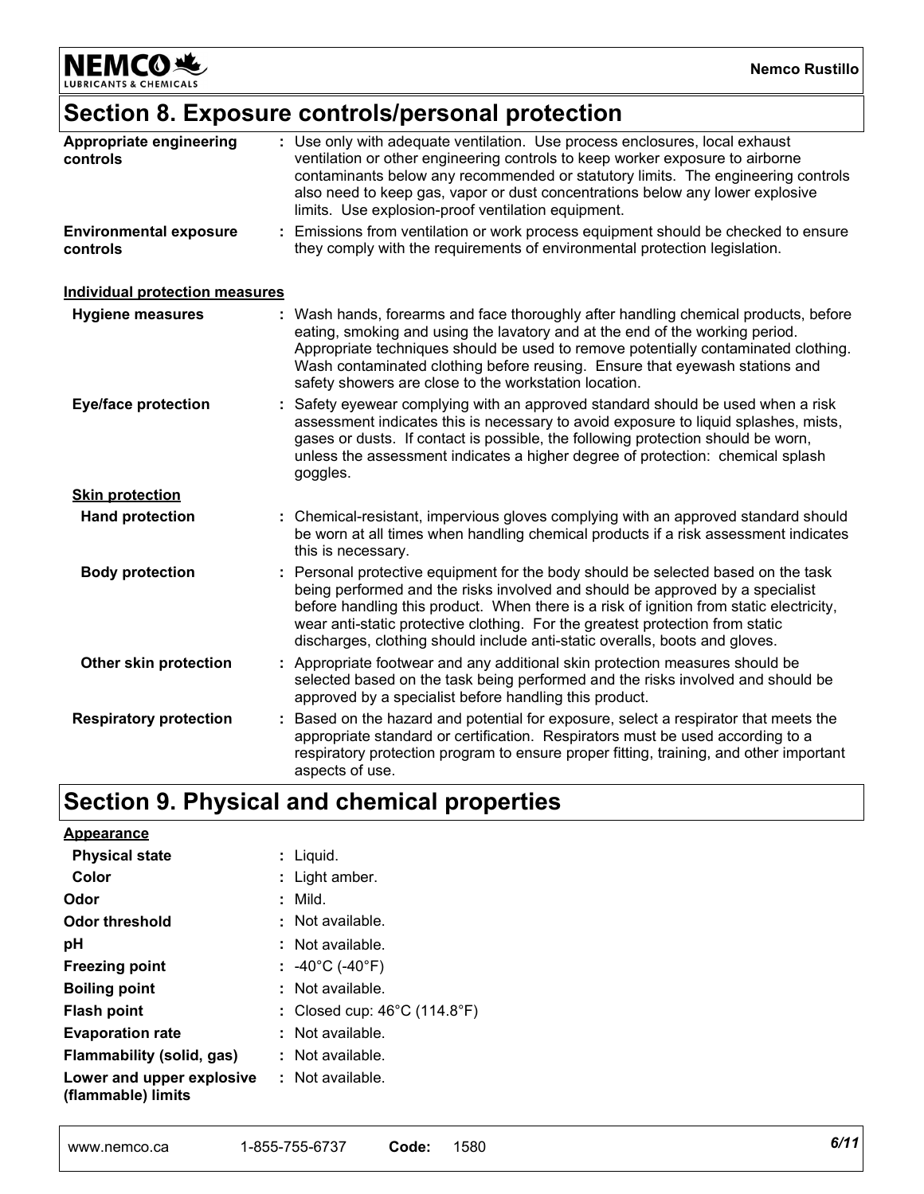## Section 8. Exposure controls/personal protection

**Appropriate engineering controls** : Use only with adequate ventilation. Use process enclosures, local exhaust ventilation or other engineering controls to keep worker exposure to airborne contaminants below any recommended or statutory limits. The engineering controls also need to keep gas, vapor or dust concentrations below any lower explosive limits. Use explosion-proof ventilation equipment.

**Environmental exposure controls** : Emissions from ventilation or work process equipment should be checked to ensure they comply with the requirements of environmental protection legislation.

### Individual protection measures

**Hygiene measures** : Wash hands, forearms and face thoroughly after handling chemical products, before eating, smoking and using the lavatory and at the end of the working period. Appropriate techniques should be used to remove potentially contaminated clothing. Wash contaminated clothing before reusing. Ensure that eyewash stations and safety showers are close to the workstation location.

**Eye/face protection** : Safety eyewear complying with an approved standard should be used when a risk assessment indicates this is necessary to avoid exposure to liquid splashes, mists, gases or dusts. If contact is possible, the following protection should be worn, unless the assessment indicates a higher degree of protection: chemical splash goggles.

#### Skin protection

**Hand protection** : Chemical-resistant, impervious gloves complying with an approved standard should be worn at all times when handling chemical products if a risk assessment indicates this is necessary.

**Body protection** : Personal protective equipment for the body should be selected based on the task being performed and the risks involved and should be approved by a specialist before handling this product. When there is a risk of ignition from static electricity, wear anti-static protective clothing. For the greatest protection from static discharges, clothing should include anti-static overalls, boots and gloves.

**Other skin protection** : Appropriate footwear and any additional skin protection measures should be selected based on the task being performed and the risks involved and should be approved by a specialist before handling this product.

**Respiratory protection** : Based on the hazard and potential for exposure, select a respirator that meets the appropriate standard or certification. Respirators must be used according to a respiratory protection program to ensure proper fitting, training, and other important aspects of use.

## Section 9. Physical and chemical properties

### Appearance

**Physical state** : Liquid.

**Color** : Light amber.

**Odor** : Mild.

**Odor threshold** : Not available.

**pH** : Not available.

**Freezing point** : -40°C (-40°F)

**Boiling point** : Not available.

**Flash point** : Closed cup: 46°C (114.8°F)

**Evaporation rate** : Not available.

**Flammability (solid, gas)** : Not available.

**Lower and upper explosive (flammable) limits** : Not available.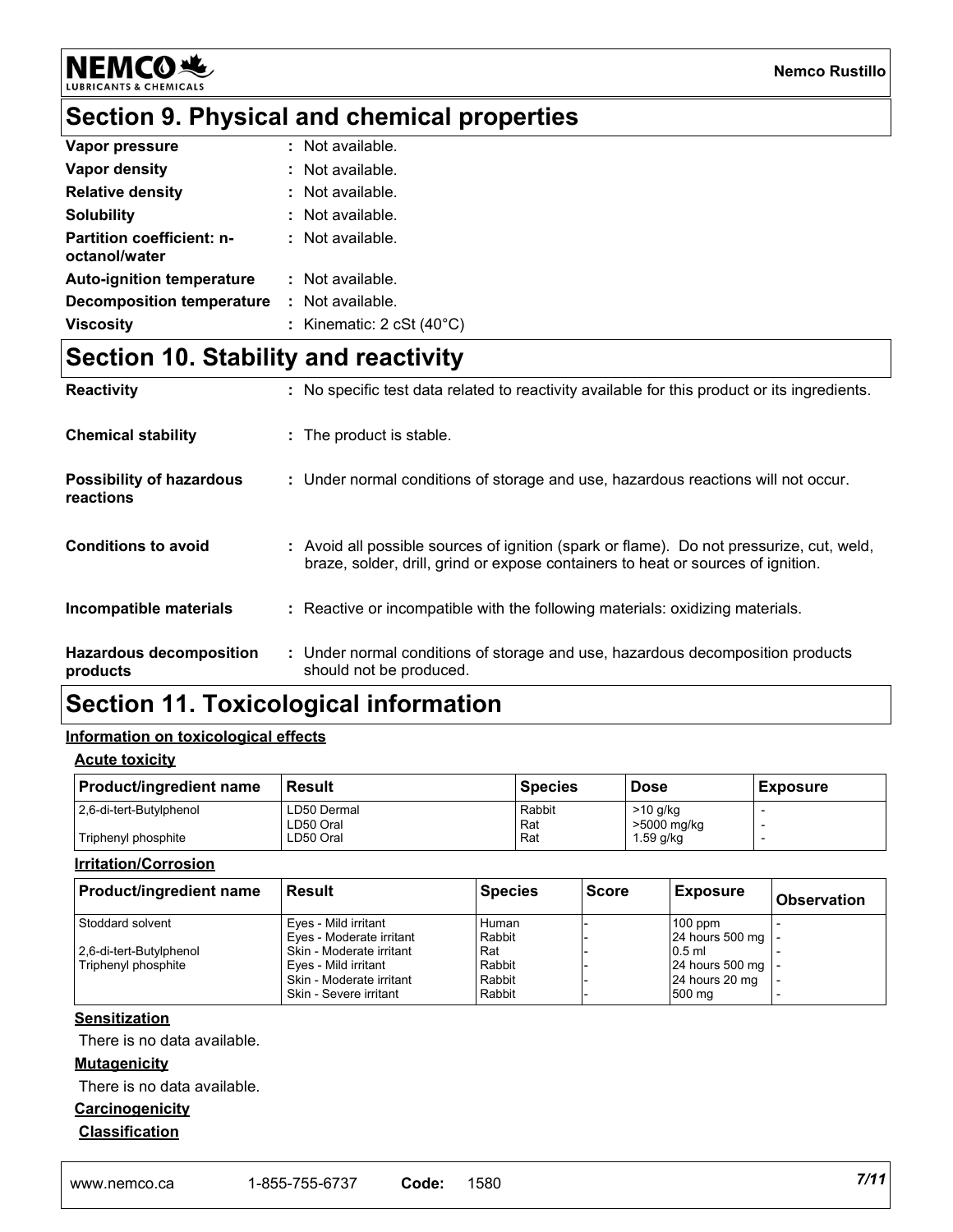## Section 9. Physical and chemical properties

| | |
|---|---|
| **Vapor pressure** | : Not available. |
| **Vapor density** | : Not available. |
| **Relative density** | : Not available. |
| **Solubility** | : Not available. |
| **Partition coefficient: n-octanol/water** | : Not available. |
| **Auto-ignition temperature** | : Not available. |
| **Decomposition temperature** | : Not available. |
| **Viscosity** | : Kinematic: 2 cSt (40°C) |

## Section 10. Stability and reactivity

**Reactivity** : No specific test data related to reactivity available for this product or its ingredients.

**Chemical stability** : The product is stable.

**Possibility of hazardous reactions** : Under normal conditions of storage and use, hazardous reactions will not occur.

**Conditions to avoid** : Avoid all possible sources of ignition (spark or flame). Do not pressurize, cut, weld, braze, solder, drill, grind or expose containers to heat or sources of ignition.

**Incompatible materials** : Reactive or incompatible with the following materials: oxidizing materials.

**Hazardous decomposition products** : Under normal conditions of storage and use, hazardous decomposition products should not be produced.

## Section 11. Toxicological information

### Information on toxicological effects

#### Acute toxicity

| Product/ingredient name | Result | Species | Dose | Exposure |
|---|---|---|---|---|
| 2,6-di-tert-Butylphenol | LD50 Dermal | Rabbit | >10 g/kg | - |
| | LD50 Oral | Rat | >5000 mg/kg | - |
| Triphenyl phosphite | LD50 Oral | Rat | 1.59 g/kg | - |

#### Irritation/Corrosion

| Product/ingredient name | Result | Species | Score | Exposure | Observation |
|---|---|---|---|---|---|
| Stoddard solvent | Eyes - Mild irritant | Human | - | 100 ppm | - |
| | Eyes - Moderate irritant | Rabbit | - | 24 hours 500 mg | - |
| 2,6-di-tert-Butylphenol | Skin - Moderate irritant | Rat | - | 0.5 ml | - |
| Triphenyl phosphite | Eyes - Mild irritant | Rabbit | - | 24 hours 500 mg | - |
| | Skin - Moderate irritant | Rabbit | - | 24 hours 20 mg | - |
| | Skin - Severe irritant | Rabbit | - | 500 mg | - |

#### Sensitization

There is no data available.

#### Mutagenicity

There is no data available.

#### Carcinogenicity

**Classification**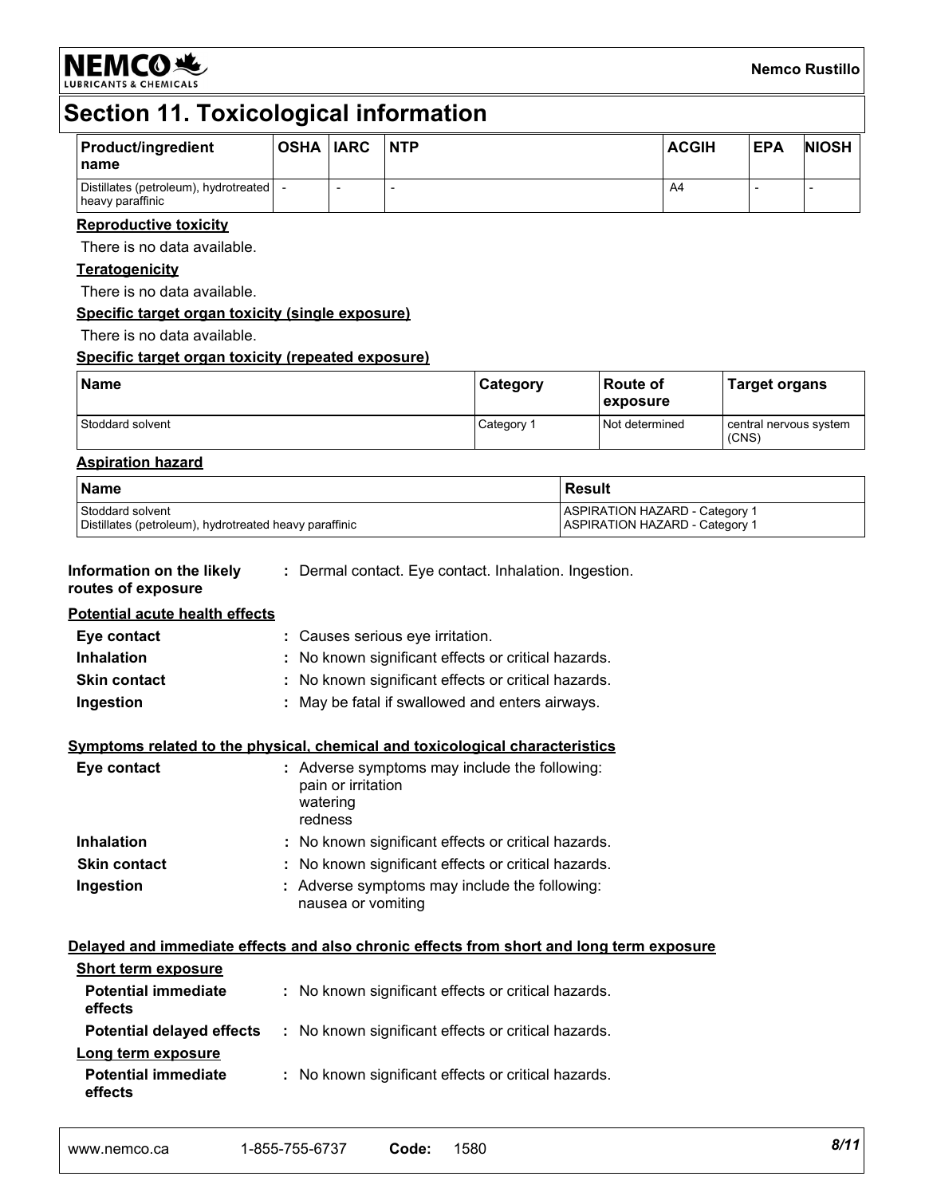# Section 11. Toxicological information

| Product/ingredient name | OSHA | IARC | NTP | ACGIH | EPA | NIOSH |
| --- | --- | --- | --- | --- | --- | --- |
| Distillates (petroleum), hydrotreated heavy paraffinic | - | - | - | A4 | - | - |

**Reproductive toxicity**

There is no data available.

**Teratogenicity**

There is no data available.

**Specific target organ toxicity (single exposure)**

There is no data available.

**Specific target organ toxicity (repeated exposure)**

| Name | Category | Route of exposure | Target organs |
| --- | --- | --- | --- |
| Stoddard solvent | Category 1 | Not determined | central nervous system (CNS) |

**Aspiration hazard**

| Name | Result |
| --- | --- |
| Stoddard solvent | ASPIRATION HAZARD - Category 1 |
| Distillates (petroleum), hydrotreated heavy paraffinic | ASPIRATION HAZARD - Category 1 |

**Information on the likely routes of exposure** : Dermal contact. Eye contact. Inhalation. Ingestion.

**Potential acute health effects**

**Eye contact** : Causes serious eye irritation.

**Inhalation** : No known significant effects or critical hazards.

**Skin contact** : No known significant effects or critical hazards.

**Ingestion** : May be fatal if swallowed and enters airways.

**Symptoms related to the physical, chemical and toxicological characteristics**

**Eye contact** : Adverse symptoms may include the following:
pain or irritation
watering
redness

**Inhalation** : No known significant effects or critical hazards.

**Skin contact** : No known significant effects or critical hazards.

**Ingestion** : Adverse symptoms may include the following:
nausea or vomiting

**Delayed and immediate effects and also chronic effects from short and long term exposure**

**Short term exposure**

**Potential immediate effects** : No known significant effects or critical hazards.

**Potential delayed effects** : No known significant effects or critical hazards.

**Long term exposure**

**Potential immediate effects** : No known significant effects or critical hazards.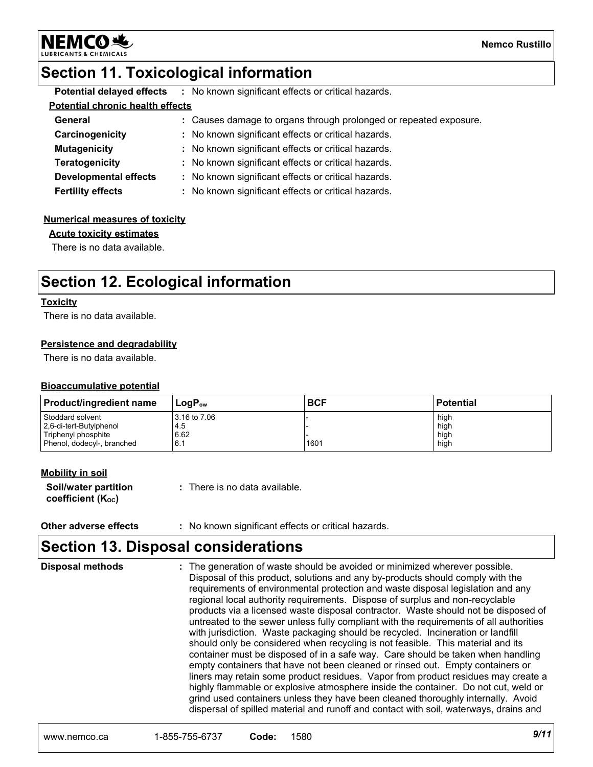## Section 11. Toxicological information

**Potential delayed effects** : No known significant effects or critical hazards.

**Potential chronic health effects**

**General** : Causes damage to organs through prolonged or repeated exposure.

**Carcinogenicity** : No known significant effects or critical hazards.

**Mutagenicity** : No known significant effects or critical hazards.

**Teratogenicity** : No known significant effects or critical hazards.

**Developmental effects** : No known significant effects or critical hazards.

**Fertility effects** : No known significant effects or critical hazards.

**Numerical measures of toxicity**

**Acute toxicity estimates**

There is no data available.

## Section 12. Ecological information

**Toxicity**

There is no data available.

**Persistence and degradability**

There is no data available.

**Bioaccumulative potential**

| Product/ingredient name | $LogP_{ow}$ | BCF | Potential |
|---|---|---|---|
| Stoddard solvent | 3.16 to 7.06 | - | high |
| 2,6-di-tert-Butylphenol | 4.5 | - | high |
| Triphenyl phosphite | 6.62 | - | high |
| Phenol, dodecyl-, branched | 6.1 | 1601 | high |

**Mobility in soil**

**Soil/water partition coefficient ($K_{OC}$)** : There is no data available.

**Other adverse effects** : No known significant effects or critical hazards.

## Section 13. Disposal considerations

**Disposal methods** : The generation of waste should be avoided or minimized wherever possible. Disposal of this product, solutions and any by-products should comply with the requirements of environmental protection and waste disposal legislation and any regional local authority requirements. Dispose of surplus and non-recyclable products via a licensed waste disposal contractor. Waste should not be disposed of untreated to the sewer unless fully compliant with the requirements of all authorities with jurisdiction. Waste packaging should be recycled. Incineration or landfill should only be considered when recycling is not feasible. This material and its container must be disposed of in a safe way. Care should be taken when handling empty containers that have not been cleaned or rinsed out. Empty containers or liners may retain some product residues. Vapor from product residues may create a highly flammable or explosive atmosphere inside the container. Do not cut, weld or grind used containers unless they have been cleaned thoroughly internally. Avoid dispersal of spilled material and runoff and contact with soil, waterways, drains and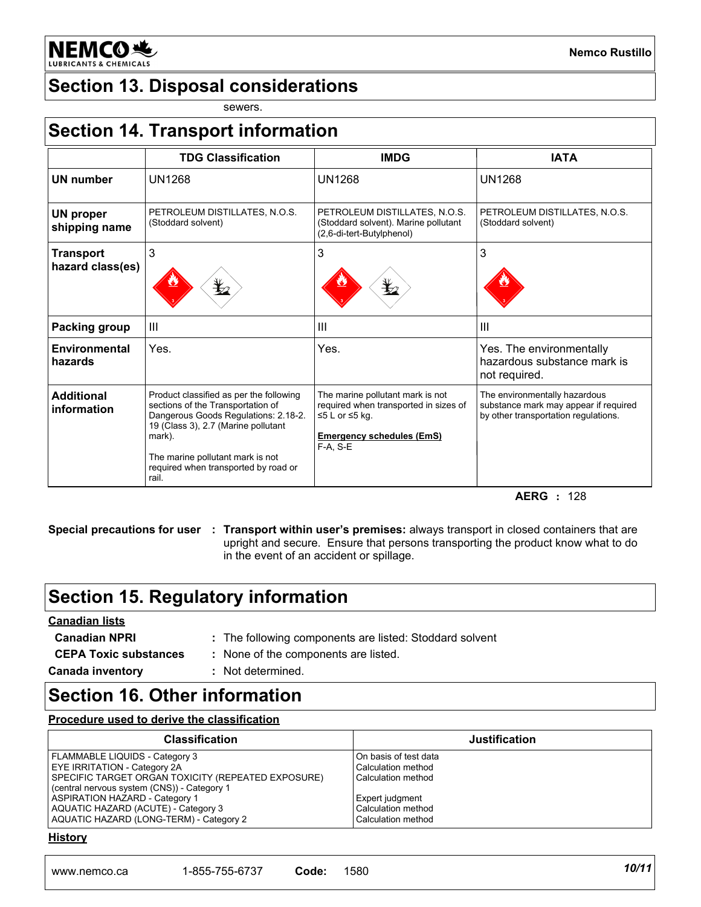## Section 13. Disposal considerations

sewers.

## Section 14. Transport information

| | TDG Classification | IMDG | IATA |
|---|---|---|---|
| **UN number** | UN1268 | UN1268 | UN1268 |
| **UN proper shipping name** | PETROLEUM DISTILLATES, N.O.S. (Stoddard solvent) | PETROLEUM DISTILLATES, N.O.S. (Stoddard solvent). Marine pollutant (2,6-di-tert-Butylphenol) | PETROLEUM DISTILLATES, N.O.S. (Stoddard solvent) |
| **Transport hazard class(es)** | 3 | 3 | 3 |
| **Packing group** | III | III | III |
| **Environmental hazards** | Yes. | Yes. | Yes. The environmentally hazardous substance mark is not required. |
| **Additional information** | Product classified as per the following sections of the Transportation of Dangerous Goods Regulations: 2.18-2.19 (Class 3), 2.7 (Marine pollutant mark).<br><br>The marine pollutant mark is not required when transported by road or rail. | The marine pollutant mark is not required when transported in sizes of ≤5 L or ≤5 kg.<br><br>**Emergency schedules (EmS)**<br>F-A, S-E | The environmentally hazardous substance mark may appear if required by other transportation regulations. |

**AERG** : 128

**Special precautions for user** : **Transport within user's premises:** always transport in closed containers that are upright and secure. Ensure that persons transporting the product know what to do in the event of an accident or spillage.

## Section 15. Regulatory information

**Canadian lists**

**Canadian NPRI** : The following components are listed: Stoddard solvent

**CEPA Toxic substances** : None of the components are listed.

**Canada inventory** : Not determined.

## Section 16. Other information

**Procedure used to derive the classification**

| Classification | Justification |
|---|---|
| FLAMMABLE LIQUIDS - Category 3 | On basis of test data |
| EYE IRRITATION - Category 2A | Calculation method |
| SPECIFIC TARGET ORGAN TOXICITY (REPEATED EXPOSURE) (central nervous system (CNS)) - Category 1 | Calculation method |
| ASPIRATION HAZARD - Category 1 | Expert judgment |
| AQUATIC HAZARD (ACUTE) - Category 3 | Calculation method |
| AQUATIC HAZARD (LONG-TERM) - Category 2 | Calculation method |

**History**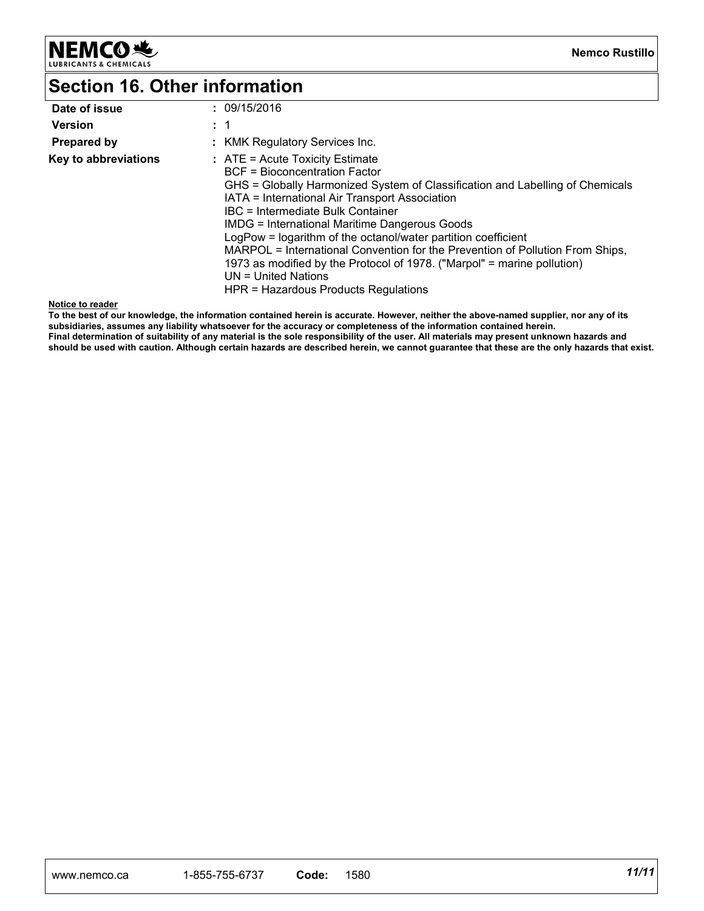## Section 16. Other information

| | |
|---|---|
| **Date of issue** | : 09/15/2016 |
| **Version** | : 1 |
| **Prepared by** | : KMK Regulatory Services Inc. |
| **Key to abbreviations** | : ATE = Acute Toxicity Estimate<br>BCF = Bioconcentration Factor<br>GHS = Globally Harmonized System of Classification and Labelling of Chemicals<br>IATA = International Air Transport Association<br>IBC = Intermediate Bulk Container<br>IMDG = International Maritime Dangerous Goods<br>LogPow = logarithm of the octanol/water partition coefficient<br>MARPOL = International Convention for the Prevention of Pollution From Ships, 1973 as modified by the Protocol of 1978. ("Marpol" = marine pollution)<br>UN = United Nations<br>HPR = Hazardous Products Regulations |

**Notice to reader**

**To the best of our knowledge, the information contained herein is accurate. However, neither the above-named supplier, nor any of its subsidiaries, assumes any liability whatsoever for the accuracy or completeness of the information contained herein.**
**Final determination of suitability of any material is the sole responsibility of the user. All materials may present unknown hazards and should be used with caution. Although certain hazards are described herein, we cannot guarantee that these are the only hazards that exist.**